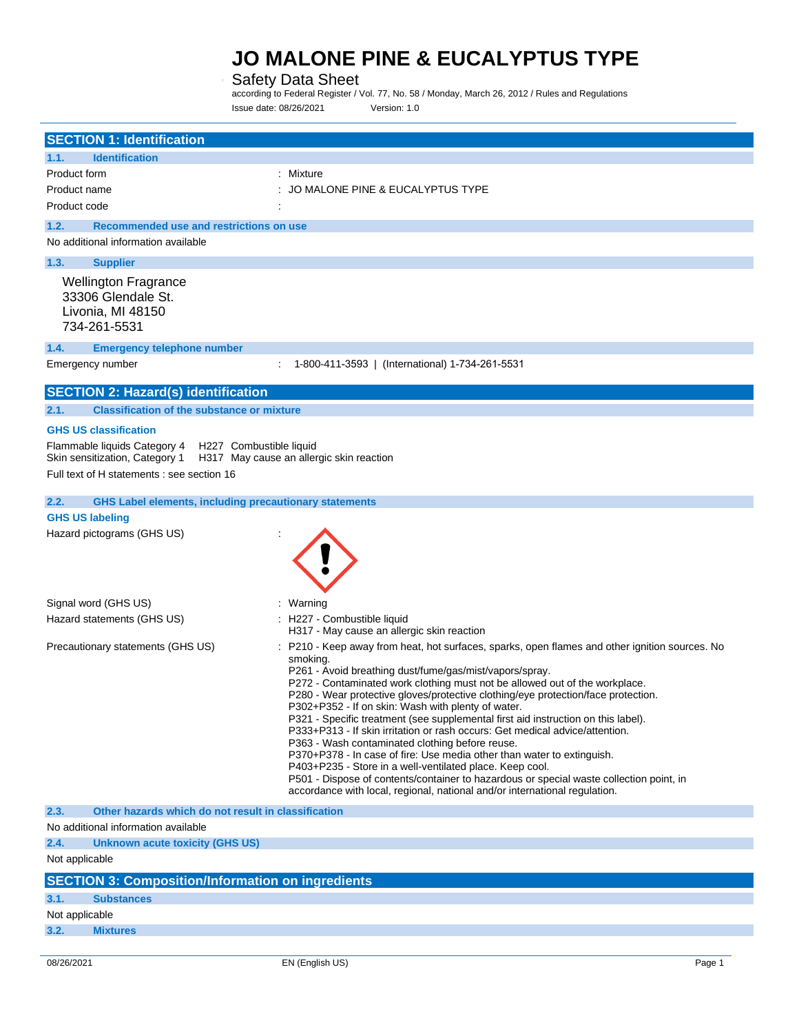# JO MALONE PINE & EUCALYPTUS TYPE

Safety Data Sheet

according to Federal Register / Vol. 77, No. 58 / Monday, March 26, 2012 / Rules and Regulations

Issue date: 08/26/2021 Version: 1.0

## SECTION 1: Identification

### 1.1. Identification

Product form : Mixture

Product name : JO MALONE PINE & EUCALYPTUS TYPE

Product code :

### 1.2. Recommended use and restrictions on use

No additional information available

### 1.3. Supplier

Wellington Fragrance
33306 Glendale St.
Livonia, MI 48150
734-261-5531

### 1.4. Emergency telephone number

Emergency number : 1-800-411-3593 | (International) 1-734-261-5531

## SECTION 2: Hazard(s) identification

### 2.1. Classification of the substance or mixture

**GHS US classification**

Flammable liquids Category 4 H227 Combustible liquid
Skin sensitization, Category 1 H317 May cause an allergic skin reaction

Full text of H statements : see section 16

### 2.2. GHS Label elements, including precautionary statements

**GHS US labeling**

Hazard pictograms (GHS US) :

Signal word (GHS US) : Warning

Hazard statements (GHS US) : H227 - Combustible liquid
H317 - May cause an allergic skin reaction

Precautionary statements (GHS US) : P210 - Keep away from heat, hot surfaces, sparks, open flames and other ignition sources. No smoking.
P261 - Avoid breathing dust/fume/gas/mist/vapors/spray.
P272 - Contaminated work clothing must not be allowed out of the workplace.
P280 - Wear protective gloves/protective clothing/eye protection/face protection.
P302+P352 - If on skin: Wash with plenty of water.
P321 - Specific treatment (see supplemental first aid instruction on this label).
P333+P313 - If skin irritation or rash occurs: Get medical advice/attention.
P363 - Wash contaminated clothing before reuse.
P370+P378 - In case of fire: Use media other than water to extinguish.
P403+P235 - Store in a well-ventilated place. Keep cool.
P501 - Dispose of contents/container to hazardous or special waste collection point, in accordance with local, regional, national and/or international regulation.

### 2.3. Other hazards which do not result in classification

No additional information available

### 2.4. Unknown acute toxicity (GHS US)

Not applicable

## SECTION 3: Composition/Information on ingredients

### 3.1. Substances

Not applicable

### 3.2. Mixtures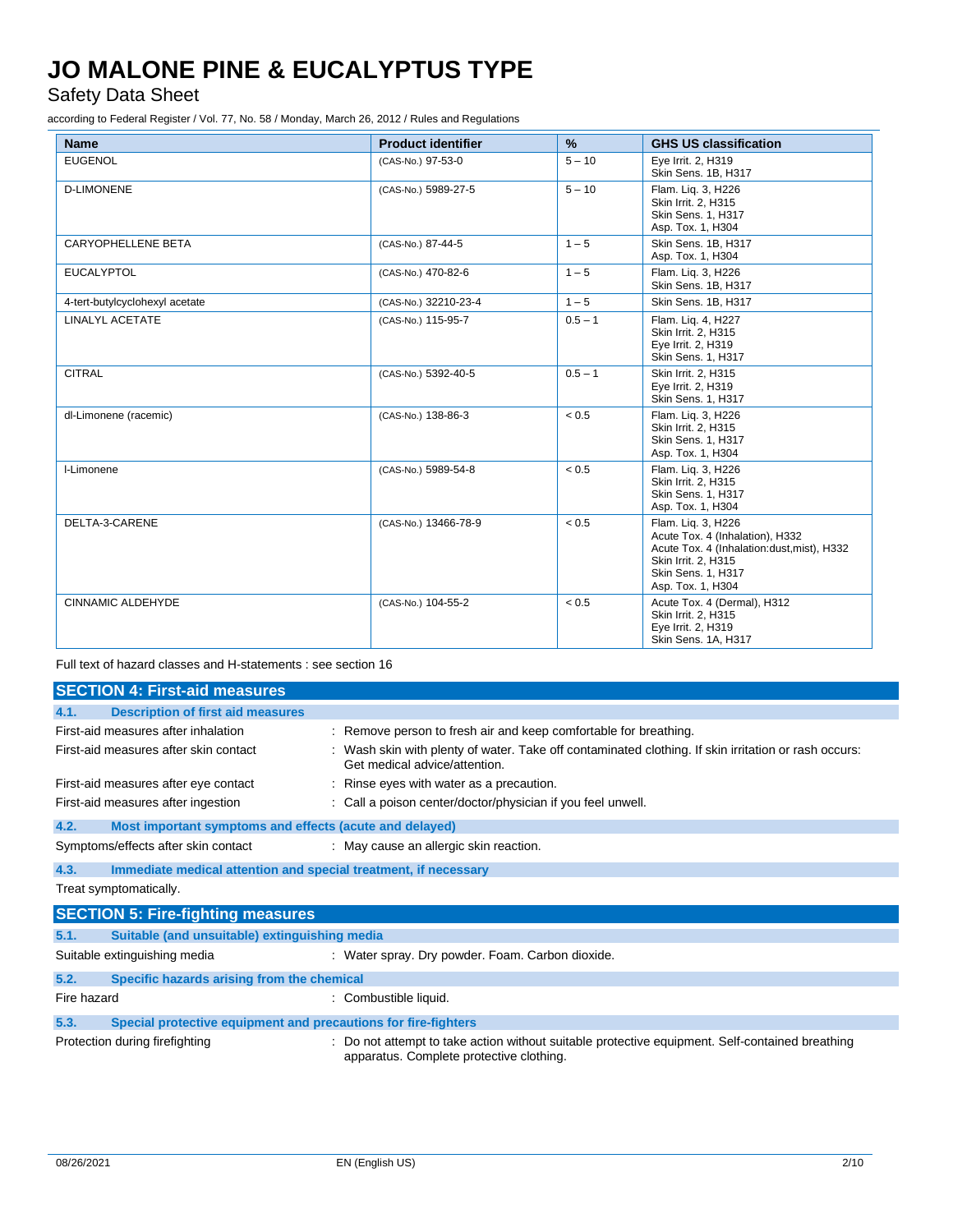| Name | Product identifier | % | GHS US classification |
|---|---|---|---|
| EUGENOL | (CAS-No.) 97-53-0 | 5 – 10 | Eye Irrit. 2, H319<br>Skin Sens. 1B, H317 |
| D-LIMONENE | (CAS-No.) 5989-27-5 | 5 – 10 | Flam. Liq. 3, H226<br>Skin Irrit. 2, H315<br>Skin Sens. 1, H317<br>Asp. Tox. 1, H304 |
| CARYOPHELLENE BETA | (CAS-No.) 87-44-5 | 1 – 5 | Skin Sens. 1B, H317<br>Asp. Tox. 1, H304 |
| EUCALYPTOL | (CAS-No.) 470-82-6 | 1 – 5 | Flam. Liq. 3, H226<br>Skin Sens. 1B, H317 |
| 4-tert-butylcyclohexyl acetate | (CAS-No.) 32210-23-4 | 1 – 5 | Skin Sens. 1B, H317 |
| LINALYL ACETATE | (CAS-No.) 115-95-7 | 0.5 – 1 | Flam. Liq. 4, H227<br>Skin Irrit. 2, H315<br>Eye Irrit. 2, H319<br>Skin Sens. 1, H317 |
| CITRAL | (CAS-No.) 5392-40-5 | 0.5 – 1 | Skin Irrit. 2, H315<br>Eye Irrit. 2, H319<br>Skin Sens. 1, H317 |
| dl-Limonene (racemic) | (CAS-No.) 138-86-3 | < 0.5 | Flam. Liq. 3, H226<br>Skin Irrit. 2, H315<br>Skin Sens. 1, H317<br>Asp. Tox. 1, H304 |
| l-Limonene | (CAS-No.) 5989-54-8 | < 0.5 | Flam. Liq. 3, H226<br>Skin Irrit. 2, H315<br>Skin Sens. 1, H317<br>Asp. Tox. 1, H304 |
| DELTA-3-CARENE | (CAS-No.) 13466-78-9 | < 0.5 | Flam. Liq. 3, H226<br>Acute Tox. 4 (Inhalation), H332<br>Acute Tox. 4 (Inhalation:dust,mist), H332<br>Skin Irrit. 2, H315<br>Skin Sens. 1, H317<br>Asp. Tox. 1, H304 |
| CINNAMIC ALDEHYDE | (CAS-No.) 104-55-2 | < 0.5 | Acute Tox. 4 (Dermal), H312<br>Skin Irrit. 2, H315<br>Eye Irrit. 2, H319<br>Skin Sens. 1A, H317 |

Full text of hazard classes and H-statements : see section 16

## SECTION 4: First-aid measures

### 4.1. Description of first aid measures

First-aid measures after inhalation : Remove person to fresh air and keep comfortable for breathing.

First-aid measures after skin contact : Wash skin with plenty of water. Take off contaminated clothing. If skin irritation or rash occurs: Get medical advice/attention.

First-aid measures after eye contact : Rinse eyes with water as a precaution.

First-aid measures after ingestion : Call a poison center/doctor/physician if you feel unwell.

### 4.2. Most important symptoms and effects (acute and delayed)

Symptoms/effects after skin contact : May cause an allergic skin reaction.

### 4.3. Immediate medical attention and special treatment, if necessary

Treat symptomatically.

## SECTION 5: Fire-fighting measures

### 5.1. Suitable (and unsuitable) extinguishing media

Suitable extinguishing media : Water spray. Dry powder. Foam. Carbon dioxide.

### 5.2. Specific hazards arising from the chemical

Fire hazard : Combustible liquid.

### 5.3. Special protective equipment and precautions for fire-fighters

Protection during firefighting : Do not attempt to take action without suitable protective equipment. Self-contained breathing apparatus. Complete protective clothing.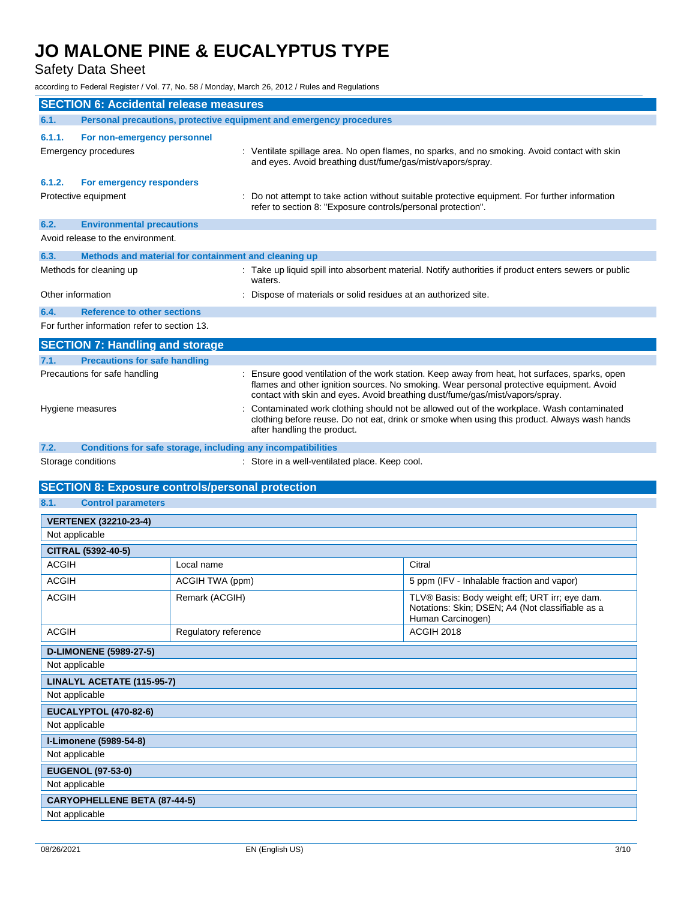## SECTION 6: Accidental release measures

### 6.1. Personal precautions, protective equipment and emergency procedures

#### 6.1.1. For non-emergency personnel

Emergency procedures : Ventilate spillage area. No open flames, no sparks, and no smoking. Avoid contact with skin and eyes. Avoid breathing dust/fume/gas/mist/vapors/spray.

#### 6.1.2. For emergency responders

Protective equipment : Do not attempt to take action without suitable protective equipment. For further information refer to section 8: "Exposure controls/personal protection".

### 6.2. Environmental precautions

Avoid release to the environment.

### 6.3. Methods and material for containment and cleaning up

Methods for cleaning up : Take up liquid spill into absorbent material. Notify authorities if product enters sewers or public waters.

Other information : Dispose of materials or solid residues at an authorized site.

### 6.4. Reference to other sections

For further information refer to section 13.

## SECTION 7: Handling and storage

### 7.1. Precautions for safe handling

Precautions for safe handling : Ensure good ventilation of the work station. Keep away from heat, hot surfaces, sparks, open flames and other ignition sources. No smoking. Wear personal protective equipment. Avoid contact with skin and eyes. Avoid breathing dust/fume/gas/mist/vapors/spray.

Hygiene measures : Contaminated work clothing should not be allowed out of the workplace. Wash contaminated clothing before reuse. Do not eat, drink or smoke when using this product. Always wash hands after handling the product.

### 7.2. Conditions for safe storage, including any incompatibilities

Storage conditions : Store in a well-ventilated place. Keep cool.

## SECTION 8: Exposure controls/personal protection

### 8.1. Control parameters

| VERTENEX (32210-23-4) | | |
|---|---|---|
| Not applicable | | |

| CITRAL (5392-40-5) | | |
|---|---|---|
| ACGIH | Local name | Citral |
| ACGIH | ACGIH TWA (ppm) | 5 ppm (IFV - Inhalable fraction and vapor) |
| ACGIH | Remark (ACGIH) | TLV® Basis: Body weight eff; URT irr; eye dam. Notations: Skin; DSEN; A4 (Not classifiable as a Human Carcinogen) |
| ACGIH | Regulatory reference | ACGIH 2018 |

| D-LIMONENE (5989-27-5) |
|---|
| Not applicable |

| LINALYL ACETATE (115-95-7) |
|---|
| Not applicable |

| EUCALYPTOL (470-82-6) |
|---|
| Not applicable |

| l-Limonene (5989-54-8) |
|---|
| Not applicable |

| EUGENOL (97-53-0) |
|---|
| Not applicable |

| CARYOPHELLENE BETA (87-44-5) |
|---|
| Not applicable |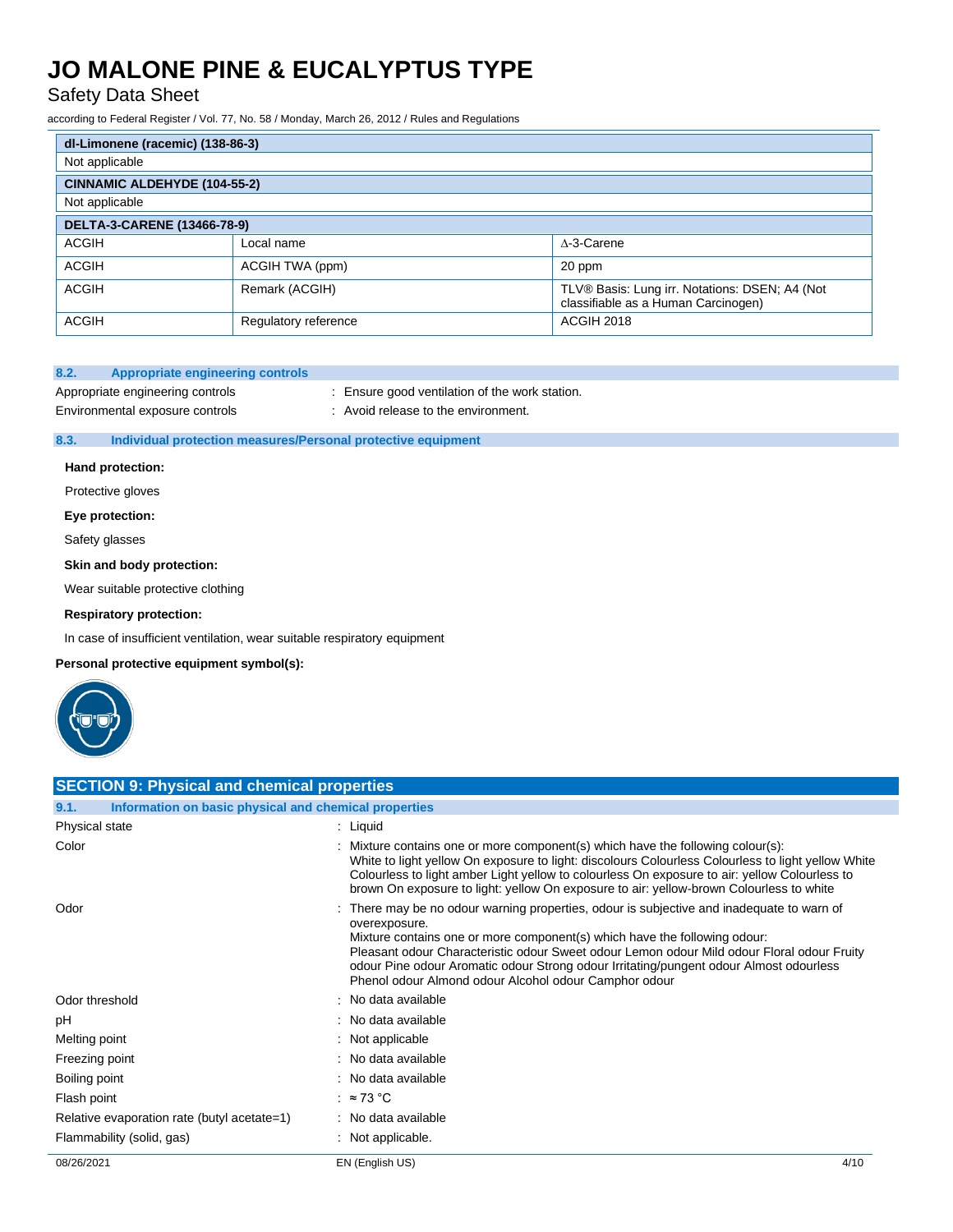| dl-Limonene (racemic) (138-86-3) | | |
|---|---|---|
| Not applicable | | |
| **CINNAMIC ALDEHYDE (104-55-2)** | | |
| Not applicable | | |
| **DELTA-3-CARENE (13466-78-9)** | | |
| ACGIH | Local name | ∆-3-Carene |
| ACGIH | ACGIH TWA (ppm) | 20 ppm |
| ACGIH | Remark (ACGIH) | TLV® Basis: Lung irr. Notations: DSEN; A4 (Not classifiable as a Human Carcinogen) |
| ACGIH | Regulatory reference | ACGIH 2018 |

### 8.2. Appropriate engineering controls

Appropriate engineering controls : Ensure good ventilation of the work station.

Environmental exposure controls : Avoid release to the environment.

### 8.3. Individual protection measures/Personal protective equipment

**Hand protection:**

Protective gloves

**Eye protection:**

Safety glasses

**Skin and body protection:**

Wear suitable protective clothing

**Respiratory protection:**

In case of insufficient ventilation, wear suitable respiratory equipment

**Personal protective equipment symbol(s):**

## SECTION 9: Physical and chemical properties

### 9.1. Information on basic physical and chemical properties

| | |
|---|---|
| Physical state | : Liquid |
| Color | : Mixture contains one or more component(s) which have the following colour(s): White to light yellow On exposure to light: discolours Colourless Colourless to light yellow White Colourless to light amber Light yellow to colourless On exposure to air: yellow Colourless to brown On exposure to light: yellow On exposure to air: yellow-brown Colourless to white |
| Odor | : There may be no odour warning properties, odour is subjective and inadequate to warn of overexposure. Mixture contains one or more component(s) which have the following odour: Pleasant odour Characteristic odour Sweet odour Lemon odour Mild odour Floral odour Fruity odour Pine odour Aromatic odour Strong odour Irritating/pungent odour Almost odourless Phenol odour Almond odour Alcohol odour Camphor odour |
| Odor threshold | : No data available |
| pH | : No data available |
| Melting point | : Not applicable |
| Freezing point | : No data available |
| Boiling point | : No data available |
| Flash point | : ≈ 73 °C |
| Relative evaporation rate (butyl acetate=1) | : No data available |
| Flammability (solid, gas) | : Not applicable. |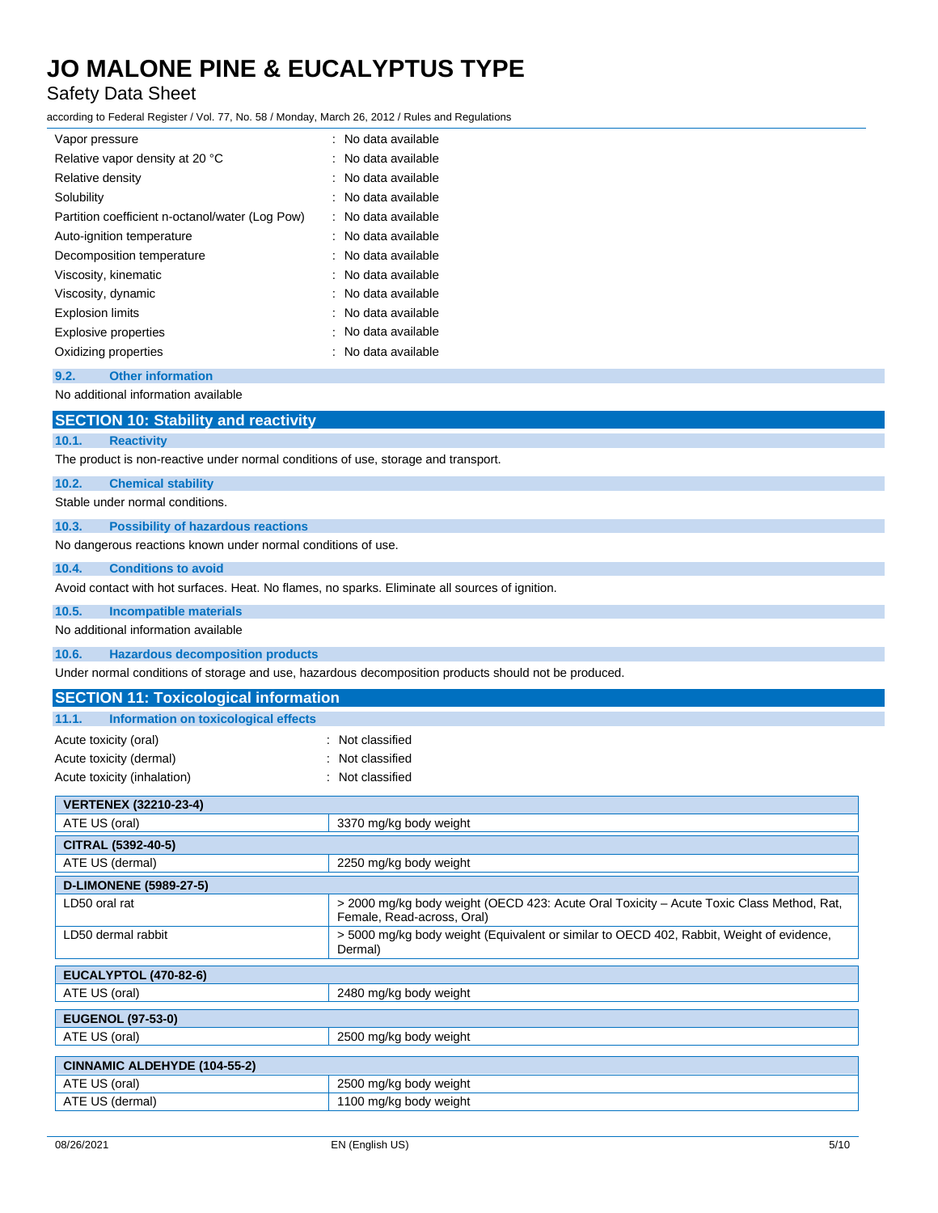| | |
|---|---|
| Vapor pressure | : No data available |
| Relative vapor density at 20 °C | : No data available |
| Relative density | : No data available |
| Solubility | : No data available |
| Partition coefficient n-octanol/water (Log Pow) | : No data available |
| Auto-ignition temperature | : No data available |
| Decomposition temperature | : No data available |
| Viscosity, kinematic | : No data available |
| Viscosity, dynamic | : No data available |
| Explosion limits | : No data available |
| Explosive properties | : No data available |
| Oxidizing properties | : No data available |

### 9.2. Other information

No additional information available

## SECTION 10: Stability and reactivity

### 10.1. Reactivity

The product is non-reactive under normal conditions of use, storage and transport.

### 10.2. Chemical stability

Stable under normal conditions.

### 10.3. Possibility of hazardous reactions

No dangerous reactions known under normal conditions of use.

### 10.4. Conditions to avoid

Avoid contact with hot surfaces. Heat. No flames, no sparks. Eliminate all sources of ignition.

### 10.5. Incompatible materials

No additional information available

### 10.6. Hazardous decomposition products

Under normal conditions of storage and use, hazardous decomposition products should not be produced.

## SECTION 11: Toxicological information

### 11.1. Information on toxicological effects

| | |
|---|---|
| Acute toxicity (oral) | : Not classified |
| Acute toxicity (dermal) | : Not classified |
| Acute toxicity (inhalation) | : Not classified |

| **VERTENEX (32210-23-4)** | |
|---|---|
| ATE US (oral) | 3370 mg/kg body weight |

| **CITRAL (5392-40-5)** | |
|---|---|
| ATE US (dermal) | 2250 mg/kg body weight |

| **D-LIMONENE (5989-27-5)** | |
|---|---|
| LD50 oral rat | > 2000 mg/kg body weight (OECD 423: Acute Oral Toxicity – Acute Toxic Class Method, Rat, Female, Read-across, Oral) |
| LD50 dermal rabbit | > 5000 mg/kg body weight (Equivalent or similar to OECD 402, Rabbit, Weight of evidence, Dermal) |

| **EUCALYPTOL (470-82-6)** | |
|---|---|
| ATE US (oral) | 2480 mg/kg body weight |

| **EUGENOL (97-53-0)** | |
|---|---|
| ATE US (oral) | 2500 mg/kg body weight |

| **CINNAMIC ALDEHYDE (104-55-2)** | |
|---|---|
| ATE US (oral) | 2500 mg/kg body weight |
| ATE US (dermal) | 1100 mg/kg body weight |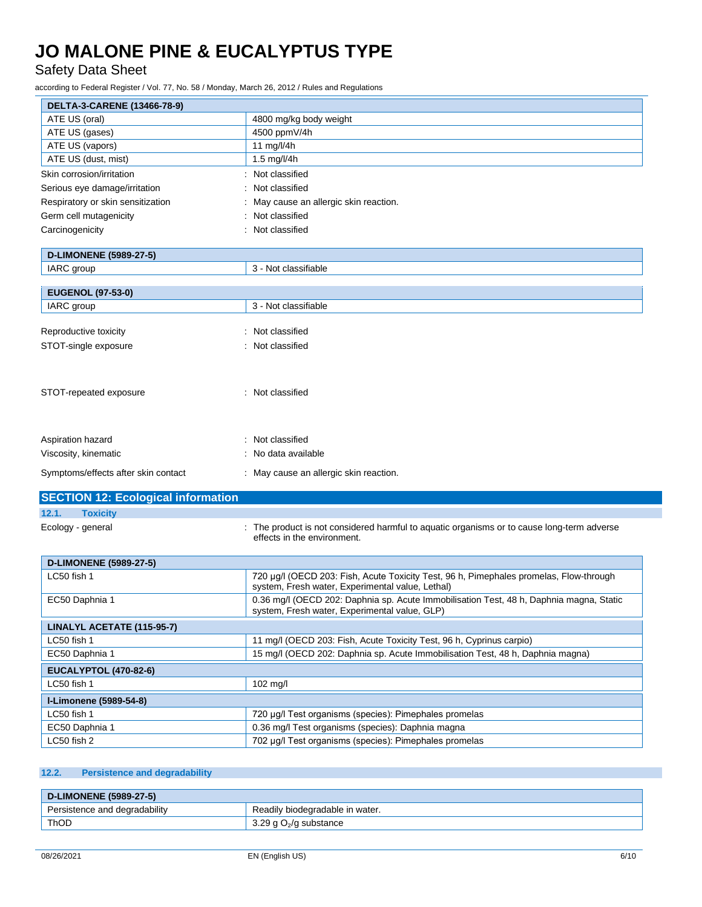| DELTA-3-CARENE (13466-78-9) | |
|---|---|
| ATE US (oral) | 4800 mg/kg body weight |
| ATE US (gases) | 4500 ppmV/4h |
| ATE US (vapors) | 11 mg/l/4h |
| ATE US (dust, mist) | 1.5 mg/l/4h |

Skin corrosion/irritation : Not classified

Serious eye damage/irritation : Not classified

Respiratory or skin sensitization : May cause an allergic skin reaction.

Germ cell mutagenicity : Not classified

Carcinogenicity : Not classified

| D-LIMONENE (5989-27-5) | |
|---|---|
| IARC group | 3 - Not classifiable |

| EUGENOL (97-53-0) | |
|---|---|
| IARC group | 3 - Not classifiable |

Reproductive toxicity : Not classified

STOT-single exposure : Not classified

STOT-repeated exposure : Not classified

Aspiration hazard : Not classified

Viscosity, kinematic : No data available

Symptoms/effects after skin contact : May cause an allergic skin reaction.

## SECTION 12: Ecological information

### 12.1. Toxicity

Ecology - general : The product is not considered harmful to aquatic organisms or to cause long-term adverse effects in the environment.

| D-LIMONENE (5989-27-5) | |
|---|---|
| LC50 fish 1 | 720 µg/l (OECD 203: Fish, Acute Toxicity Test, 96 h, Pimephales promelas, Flow-through system, Fresh water, Experimental value, Lethal) |
| EC50 Daphnia 1 | 0.36 mg/l (OECD 202: Daphnia sp. Acute Immobilisation Test, 48 h, Daphnia magna, Static system, Fresh water, Experimental value, GLP) |
| **LINALYL ACETATE (115-95-7)** | |
| LC50 fish 1 | 11 mg/l (OECD 203: Fish, Acute Toxicity Test, 96 h, Cyprinus carpio) |
| EC50 Daphnia 1 | 15 mg/l (OECD 202: Daphnia sp. Acute Immobilisation Test, 48 h, Daphnia magna) |
| **EUCALYPTOL (470-82-6)** | |
| LC50 fish 1 | 102 mg/l |
| **l-Limonene (5989-54-8)** | |
| LC50 fish 1 | 720 µg/l Test organisms (species): Pimephales promelas |
| EC50 Daphnia 1 | 0.36 mg/l Test organisms (species): Daphnia magna |
| LC50 fish 2 | 702 µg/l Test organisms (species): Pimephales promelas |

### 12.2. Persistence and degradability

| D-LIMONENE (5989-27-5) | |
|---|---|
| Persistence and degradability | Readily biodegradable in water. |
| ThOD | 3.29 g $O_2$/g substance |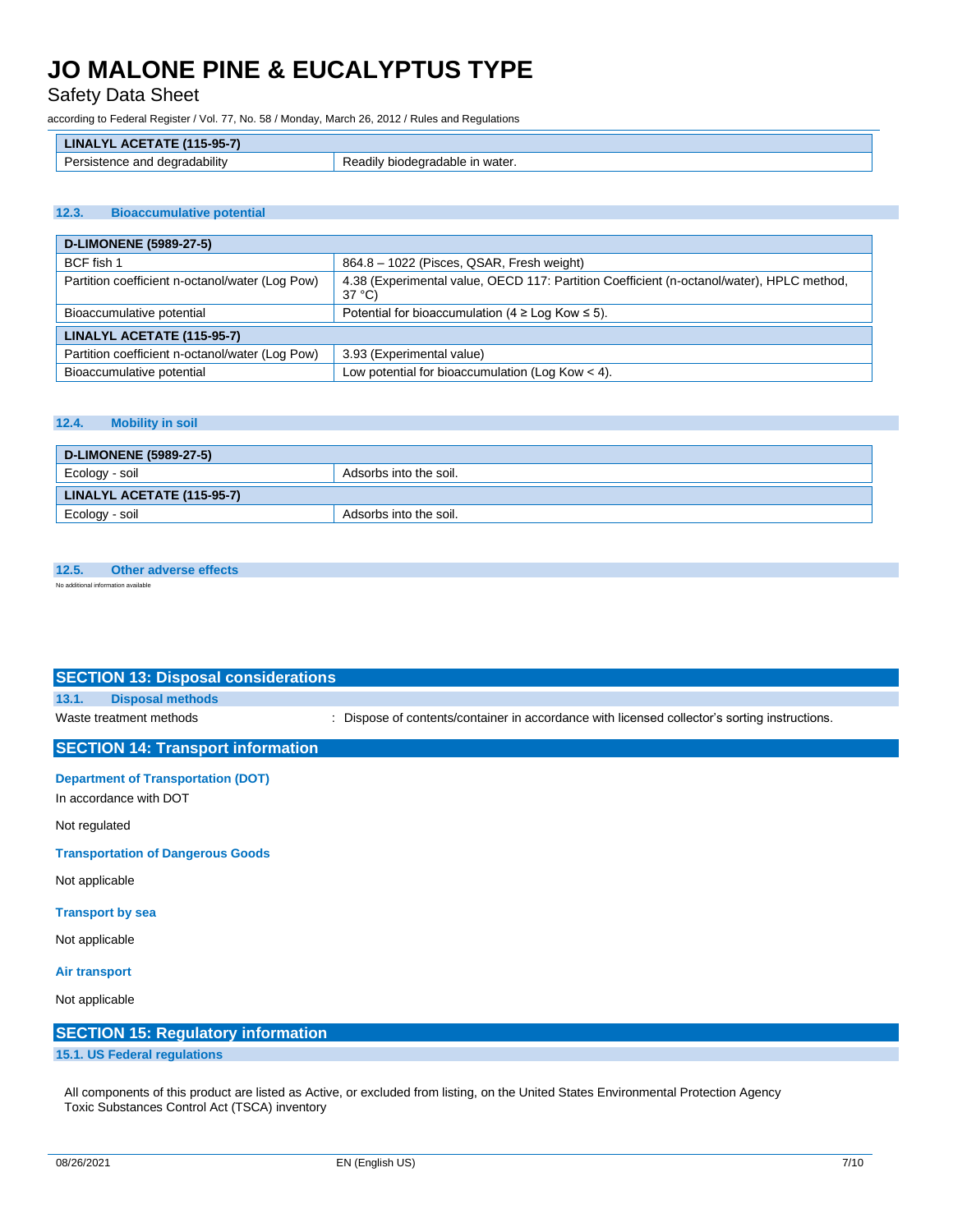| LINALYL ACETATE (115-95-7) | |
|---|---|
| Persistence and degradability | Readily biodegradable in water. |

### 12.3. Bioaccumulative potential

| D-LIMONENE (5989-27-5) | |
|---|---|
| BCF fish 1 | 864.8 – 1022 (Pisces, QSAR, Fresh weight) |
| Partition coefficient n-octanol/water (Log Pow) | 4.38 (Experimental value, OECD 117: Partition Coefficient (n-octanol/water), HPLC method, 37 °C) |
| Bioaccumulative potential | Potential for bioaccumulation (4 ≥ Log Kow ≤ 5). |
| **LINALYL ACETATE (115-95-7)** | |
| Partition coefficient n-octanol/water (Log Pow) | 3.93 (Experimental value) |
| Bioaccumulative potential | Low potential for bioaccumulation (Log Kow < 4). |

### 12.4. Mobility in soil

| D-LIMONENE (5989-27-5) | |
|---|---|
| Ecology - soil | Adsorbs into the soil. |
| **LINALYL ACETATE (115-95-7)** | |
| Ecology - soil | Adsorbs into the soil. |

### 12.5. Other adverse effects

No additional information available

## SECTION 13: Disposal considerations

### 13.1. Disposal methods

Waste treatment methods : Dispose of contents/container in accordance with licensed collector's sorting instructions.

## SECTION 14: Transport information

**Department of Transportation (DOT)**

In accordance with DOT

Not regulated

**Transportation of Dangerous Goods**

Not applicable

**Transport by sea**

Not applicable

**Air transport**

Not applicable

## SECTION 15: Regulatory information

### 15.1. US Federal regulations

All components of this product are listed as Active, or excluded from listing, on the United States Environmental Protection Agency Toxic Substances Control Act (TSCA) inventory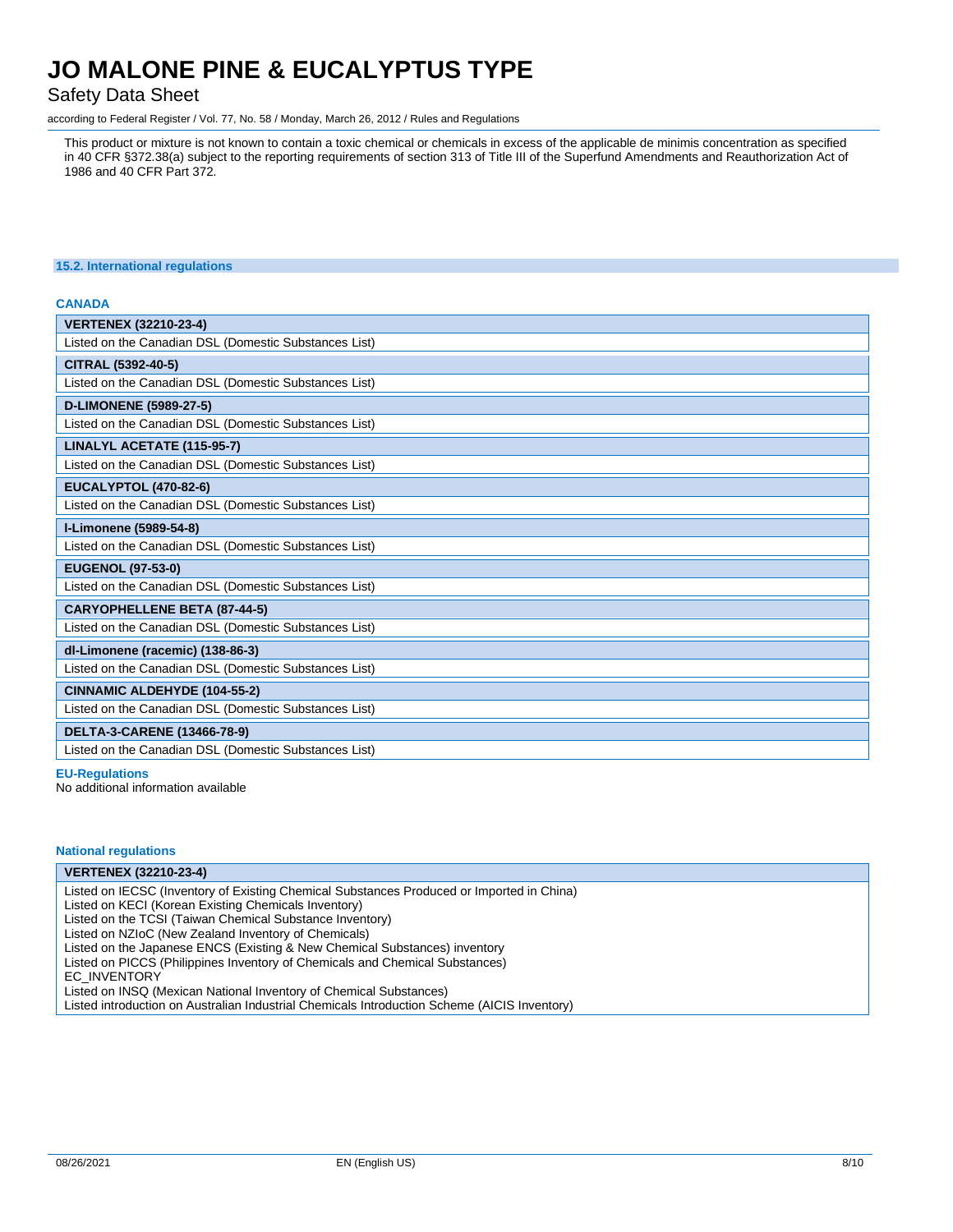This product or mixture is not known to contain a toxic chemical or chemicals in excess of the applicable de minimis concentration as specified in 40 CFR §372.38(a) subject to the reporting requirements of section 313 of Title III of the Superfund Amendments and Reauthorization Act of 1986 and 40 CFR Part 372.

### 15.2. International regulations

#### CANADA

| **VERTENEX (32210-23-4)** |
|---|
| Listed on the Canadian DSL (Domestic Substances List) |

| **CITRAL (5392-40-5)** |
|---|
| Listed on the Canadian DSL (Domestic Substances List) |

| **D-LIMONENE (5989-27-5)** |
|---|
| Listed on the Canadian DSL (Domestic Substances List) |

| **LINALYL ACETATE (115-95-7)** |
|---|
| Listed on the Canadian DSL (Domestic Substances List) |

| **EUCALYPTOL (470-82-6)** |
|---|
| Listed on the Canadian DSL (Domestic Substances List) |

| **l-Limonene (5989-54-8)** |
|---|
| Listed on the Canadian DSL (Domestic Substances List) |

| **EUGENOL (97-53-0)** |
|---|
| Listed on the Canadian DSL (Domestic Substances List) |

| **CARYOPHELLENE BETA (87-44-5)** |
|---|
| Listed on the Canadian DSL (Domestic Substances List) |

| **dl-Limonene (racemic) (138-86-3)** |
|---|
| Listed on the Canadian DSL (Domestic Substances List) |

| **CINNAMIC ALDEHYDE (104-55-2)** |
|---|
| Listed on the Canadian DSL (Domestic Substances List) |

| **DELTA-3-CARENE (13466-78-9)** |
|---|
| Listed on the Canadian DSL (Domestic Substances List) |

#### EU-Regulations

No additional information available

#### National regulations

| **VERTENEX (32210-23-4)** |
|---|
| Listed on IECSC (Inventory of Existing Chemical Substances Produced or Imported in China)<br>Listed on KECI (Korean Existing Chemicals Inventory)<br>Listed on the TCSI (Taiwan Chemical Substance Inventory)<br>Listed on NZIoC (New Zealand Inventory of Chemicals)<br>Listed on the Japanese ENCS (Existing & New Chemical Substances) inventory<br>Listed on PICCS (Philippines Inventory of Chemicals and Chemical Substances)<br>EC_INVENTORY<br>Listed on INSQ (Mexican National Inventory of Chemical Substances)<br>Listed introduction on Australian Industrial Chemicals Introduction Scheme (AICIS Inventory) |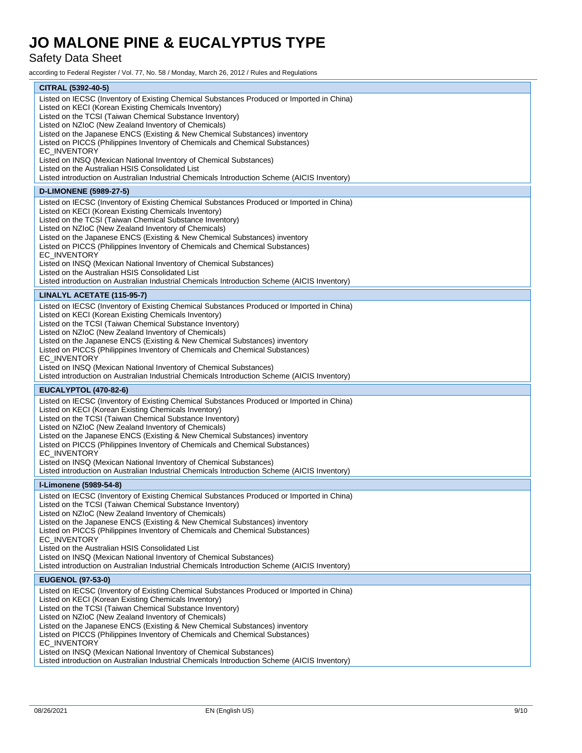**CITRAL (5392-40-5)**

Listed on IECSC (Inventory of Existing Chemical Substances Produced or Imported in China)
Listed on KECI (Korean Existing Chemicals Inventory)
Listed on the TCSI (Taiwan Chemical Substance Inventory)
Listed on NZIoC (New Zealand Inventory of Chemicals)
Listed on the Japanese ENCS (Existing & New Chemical Substances) inventory
Listed on PICCS (Philippines Inventory of Chemicals and Chemical Substances)
EC_INVENTORY
Listed on INSQ (Mexican National Inventory of Chemical Substances)
Listed on the Australian HSIS Consolidated List
Listed introduction on Australian Industrial Chemicals Introduction Scheme (AICIS Inventory)

**D-LIMONENE (5989-27-5)**

Listed on IECSC (Inventory of Existing Chemical Substances Produced or Imported in China)
Listed on KECI (Korean Existing Chemicals Inventory)
Listed on the TCSI (Taiwan Chemical Substance Inventory)
Listed on NZIoC (New Zealand Inventory of Chemicals)
Listed on the Japanese ENCS (Existing & New Chemical Substances) inventory
Listed on PICCS (Philippines Inventory of Chemicals and Chemical Substances)
EC_INVENTORY
Listed on INSQ (Mexican National Inventory of Chemical Substances)
Listed on the Australian HSIS Consolidated List
Listed introduction on Australian Industrial Chemicals Introduction Scheme (AICIS Inventory)

**LINALYL ACETATE (115-95-7)**

Listed on IECSC (Inventory of Existing Chemical Substances Produced or Imported in China)
Listed on KECI (Korean Existing Chemicals Inventory)
Listed on the TCSI (Taiwan Chemical Substance Inventory)
Listed on NZIoC (New Zealand Inventory of Chemicals)
Listed on the Japanese ENCS (Existing & New Chemical Substances) inventory
Listed on PICCS (Philippines Inventory of Chemicals and Chemical Substances)
EC_INVENTORY
Listed on INSQ (Mexican National Inventory of Chemical Substances)
Listed introduction on Australian Industrial Chemicals Introduction Scheme (AICIS Inventory)

**EUCALYPTOL (470-82-6)**

Listed on IECSC (Inventory of Existing Chemical Substances Produced or Imported in China)
Listed on KECI (Korean Existing Chemicals Inventory)
Listed on the TCSI (Taiwan Chemical Substance Inventory)
Listed on NZIoC (New Zealand Inventory of Chemicals)
Listed on the Japanese ENCS (Existing & New Chemical Substances) inventory
Listed on PICCS (Philippines Inventory of Chemicals and Chemical Substances)
EC_INVENTORY
Listed on INSQ (Mexican National Inventory of Chemical Substances)
Listed introduction on Australian Industrial Chemicals Introduction Scheme (AICIS Inventory)

**l-Limonene (5989-54-8)**

Listed on IECSC (Inventory of Existing Chemical Substances Produced or Imported in China)
Listed on the TCSI (Taiwan Chemical Substance Inventory)
Listed on NZIoC (New Zealand Inventory of Chemicals)
Listed on the Japanese ENCS (Existing & New Chemical Substances) inventory
Listed on PICCS (Philippines Inventory of Chemicals and Chemical Substances)
EC_INVENTORY
Listed on the Australian HSIS Consolidated List
Listed on INSQ (Mexican National Inventory of Chemical Substances)
Listed introduction on Australian Industrial Chemicals Introduction Scheme (AICIS Inventory)

**EUGENOL (97-53-0)**

Listed on IECSC (Inventory of Existing Chemical Substances Produced or Imported in China)
Listed on KECI (Korean Existing Chemicals Inventory)
Listed on the TCSI (Taiwan Chemical Substance Inventory)
Listed on NZIoC (New Zealand Inventory of Chemicals)
Listed on the Japanese ENCS (Existing & New Chemical Substances) inventory
Listed on PICCS (Philippines Inventory of Chemicals and Chemical Substances)
EC_INVENTORY
Listed on INSQ (Mexican National Inventory of Chemical Substances)
Listed introduction on Australian Industrial Chemicals Introduction Scheme (AICIS Inventory)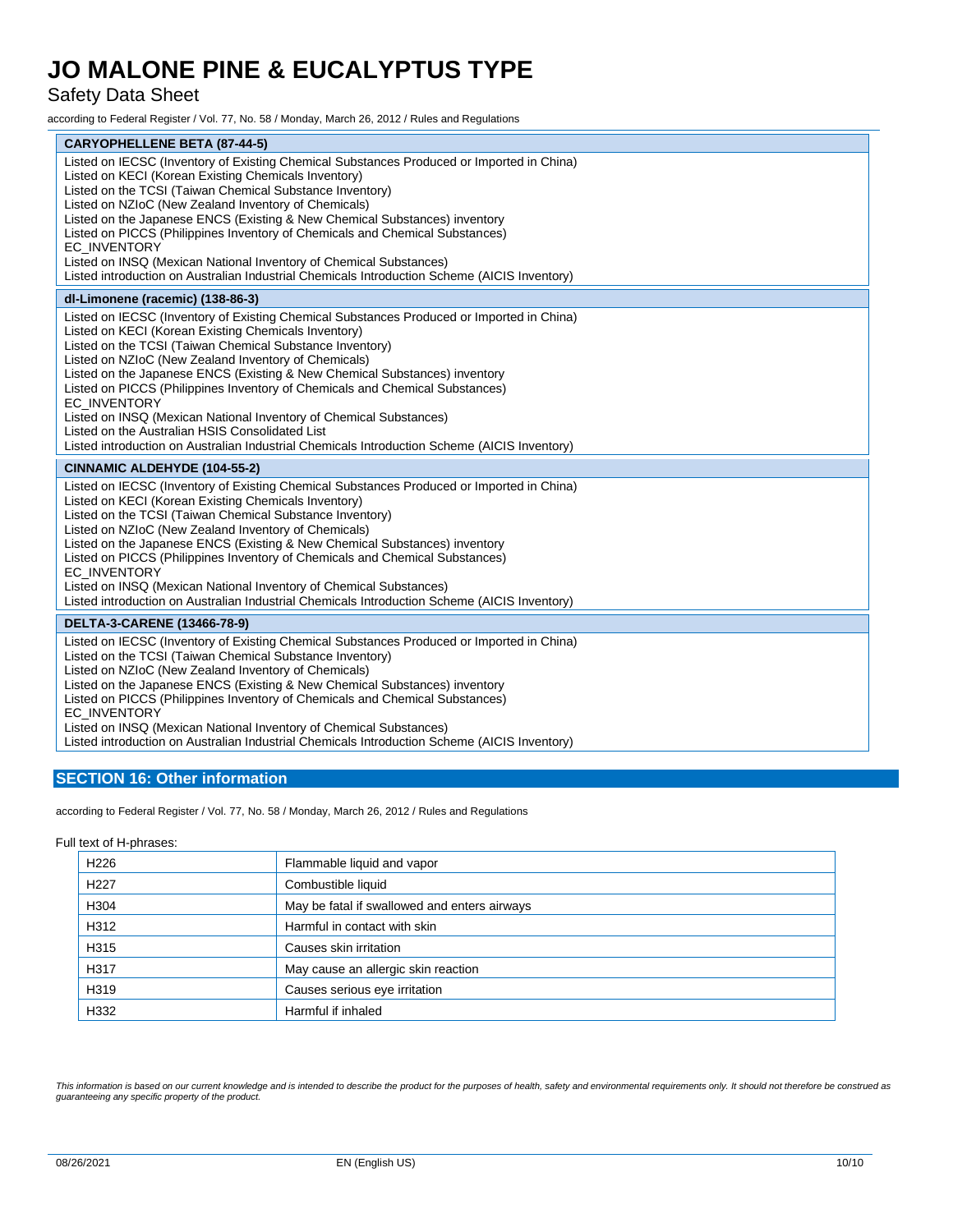| CARYOPHELLENE BETA (87-44-5) |
| --- |
| Listed on IECSC (Inventory of Existing Chemical Substances Produced or Imported in China)<br>Listed on KECI (Korean Existing Chemicals Inventory)<br>Listed on the TCSI (Taiwan Chemical Substance Inventory)<br>Listed on NZIoC (New Zealand Inventory of Chemicals)<br>Listed on the Japanese ENCS (Existing & New Chemical Substances) inventory<br>Listed on PICCS (Philippines Inventory of Chemicals and Chemical Substances)<br>EC_INVENTORY<br>Listed on INSQ (Mexican National Inventory of Chemical Substances)<br>Listed introduction on Australian Industrial Chemicals Introduction Scheme (AICIS Inventory) |

| dl-Limonene (racemic) (138-86-3) |
| --- |
| Listed on IECSC (Inventory of Existing Chemical Substances Produced or Imported in China)<br>Listed on KECI (Korean Existing Chemicals Inventory)<br>Listed on the TCSI (Taiwan Chemical Substance Inventory)<br>Listed on NZIoC (New Zealand Inventory of Chemicals)<br>Listed on the Japanese ENCS (Existing & New Chemical Substances) inventory<br>Listed on PICCS (Philippines Inventory of Chemicals and Chemical Substances)<br>EC_INVENTORY<br>Listed on INSQ (Mexican National Inventory of Chemical Substances)<br>Listed on the Australian HSIS Consolidated List<br>Listed introduction on Australian Industrial Chemicals Introduction Scheme (AICIS Inventory) |

| CINNAMIC ALDEHYDE (104-55-2) |
| --- |
| Listed on IECSC (Inventory of Existing Chemical Substances Produced or Imported in China)<br>Listed on KECI (Korean Existing Chemicals Inventory)<br>Listed on the TCSI (Taiwan Chemical Substance Inventory)<br>Listed on NZIoC (New Zealand Inventory of Chemicals)<br>Listed on the Japanese ENCS (Existing & New Chemical Substances) inventory<br>Listed on PICCS (Philippines Inventory of Chemicals and Chemical Substances)<br>EC_INVENTORY<br>Listed on INSQ (Mexican National Inventory of Chemical Substances)<br>Listed introduction on Australian Industrial Chemicals Introduction Scheme (AICIS Inventory) |

| DELTA-3-CARENE (13466-78-9) |
| --- |
| Listed on IECSC (Inventory of Existing Chemical Substances Produced or Imported in China)<br>Listed on the TCSI (Taiwan Chemical Substance Inventory)<br>Listed on NZIoC (New Zealand Inventory of Chemicals)<br>Listed on the Japanese ENCS (Existing & New Chemical Substances) inventory<br>Listed on PICCS (Philippines Inventory of Chemicals and Chemical Substances)<br>EC_INVENTORY<br>Listed on INSQ (Mexican National Inventory of Chemical Substances)<br>Listed introduction on Australian Industrial Chemicals Introduction Scheme (AICIS Inventory) |

## SECTION 16: Other information

according to Federal Register / Vol. 77, No. 58 / Monday, March 26, 2012 / Rules and Regulations

Full text of H-phrases:

| | |
| --- | --- |
| H226 | Flammable liquid and vapor |
| H227 | Combustible liquid |
| H304 | May be fatal if swallowed and enters airways |
| H312 | Harmful in contact with skin |
| H315 | Causes skin irritation |
| H317 | May cause an allergic skin reaction |
| H319 | Causes serious eye irritation |
| H332 | Harmful if inhaled |

*This information is based on our current knowledge and is intended to describe the product for the purposes of health, safety and environmental requirements only. It should not therefore be construed as guaranteeing any specific property of the product.*